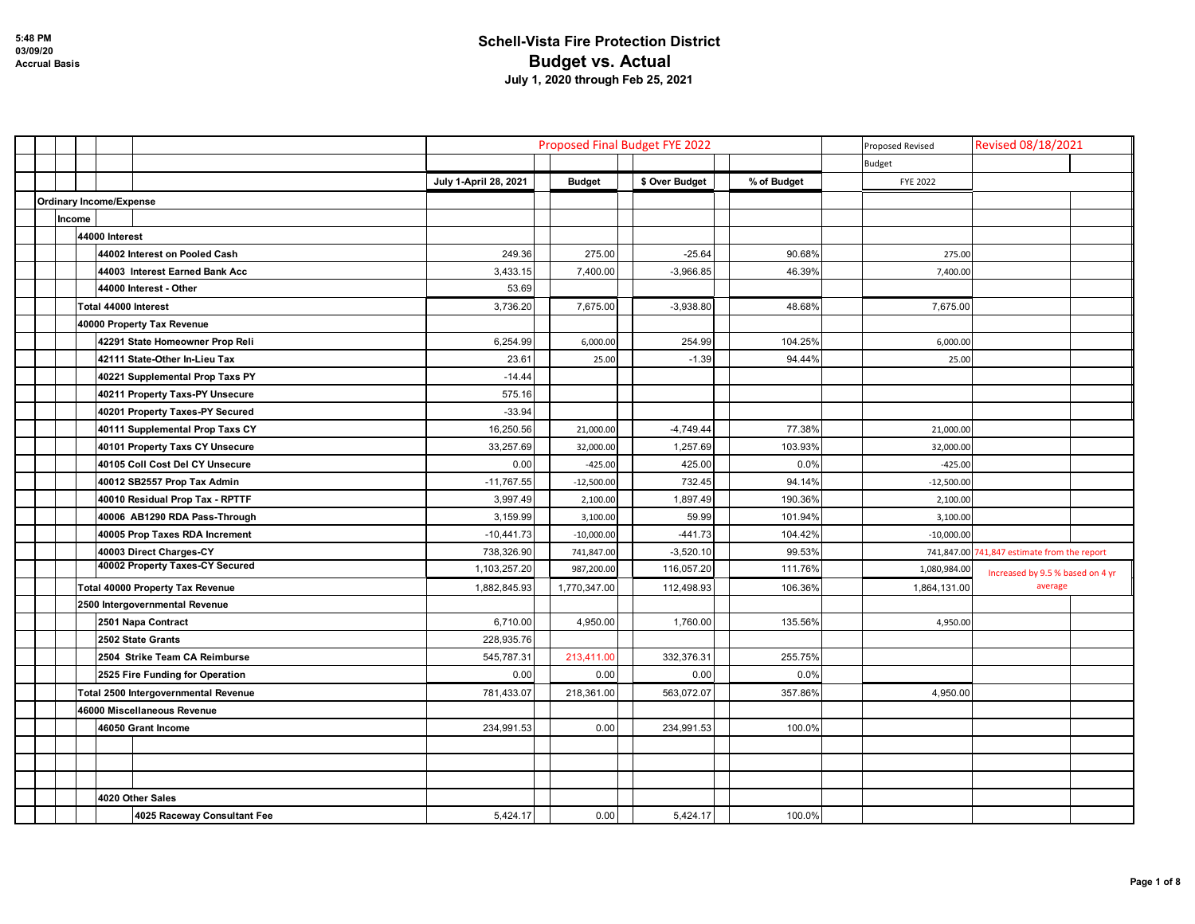# Schell-Vista Fire Protection District
## Budget vs. Actual
### July 1, 2020 through Feb 25, 2021

5:48 PM
03/09/20
Accrual Basis

| | Proposed Final Budget FYE 2022 | | | | Proposed Revised | Revised 08/18/2021 |
|---|---|---|---|---|---|---|
| | | | | | Budget | |
| | July 1-April 28, 2021 | Budget | $ Over Budget | % of Budget | FYE 2022 | |
| **Ordinary Income/Expense** | | | | | | |
| **Income** | | | | | | |
| **44000 Interest** | | | | | | |
| 44002 Interest on Pooled Cash | 249.36 | 275.00 | -25.64 | 90.68% | 275.00 | |
| 44003 Interest Earned Bank Acc | 3,433.15 | 7,400.00 | -3,966.85 | 46.39% | 7,400.00 | |
| 44000 Interest - Other | 53.69 | | | | | |
| **Total 44000 Interest** | 3,736.20 | 7,675.00 | -3,938.80 | 48.68% | 7,675.00 | |
| **40000 Property Tax Revenue** | | | | | | |
| 42291 State Homeowner Prop Reli | 6,254.99 | 6,000.00 | 254.99 | 104.25% | 6,000.00 | |
| 42111 State-Other In-Lieu Tax | 23.61 | 25.00 | -1.39 | 94.44% | 25.00 | |
| 40221 Supplemental Prop Taxs PY | -14.44 | | | | | |
| 40211 Property Taxs-PY Unsecure | 575.16 | | | | | |
| 40201 Property Taxes-PY Secured | -33.94 | | | | | |
| 40111 Supplemental Prop Taxs CY | 16,250.56 | 21,000.00 | -4,749.44 | 77.38% | 21,000.00 | |
| 40101 Property Taxs CY Unsecure | 33,257.69 | 32,000.00 | 1,257.69 | 103.93% | 32,000.00 | |
| 40105 Coll Cost Del CY Unsecure | 0.00 | -425.00 | 425.00 | 0.0% | -425.00 | |
| 40012 SB2557 Prop Tax Admin | -11,767.55 | -12,500.00 | 732.45 | 94.14% | -12,500.00 | |
| 40010 Residual Prop Tax - RPTTF | 3,997.49 | 2,100.00 | 1,897.49 | 190.36% | 2,100.00 | |
| 40006 AB1290 RDA Pass-Through | 3,159.99 | 3,100.00 | 59.99 | 101.94% | 3,100.00 | |
| 40005 Prop Taxes RDA Increment | -10,441.73 | -10,000.00 | -441.73 | 104.42% | -10,000.00 | |
| 40003 Direct Charges-CY | 738,326.90 | 741,847.00 | -3,520.10 | 99.53% | 741,847.00 | 741,847 estimate from the report |
| 40002 Property Taxes-CY Secured | 1,103,257.20 | 987,200.00 | 116,057.20 | 111.76% | 1,080,984.00 | Increased by 9.5 % based on 4 yr average |
| **Total 40000 Property Tax Revenue** | 1,882,845.93 | 1,770,347.00 | 112,498.93 | 106.36% | 1,864,131.00 | |
| **2500 Intergovernmental Revenue** | | | | | | |
| 2501 Napa Contract | 6,710.00 | 4,950.00 | 1,760.00 | 135.56% | 4,950.00 | |
| 2502 State Grants | 228,935.76 | | | | | |
| 2504 Strike Team CA Reimburse | 545,787.31 | 213,411.00 | 332,376.31 | 255.75% | | |
| 2525 Fire Funding for Operation | 0.00 | 0.00 | 0.00 | 0.0% | | |
| **Total 2500 Intergovernmental Revenue** | 781,433.07 | 218,361.00 | 563,072.07 | 357.86% | 4,950.00 | |
| **46000 Miscellaneous Revenue** | | | | | | |
| 46050 Grant Income | 234,991.53 | 0.00 | 234,991.53 | 100.0% | | |
| | | | | | | |
| | | | | | | |
| | | | | | | |
| **4020 Other Sales** | | | | | | |
| 4025 Raceway Consultant Fee | 5,424.17 | 0.00 | 5,424.17 | 100.0% | | |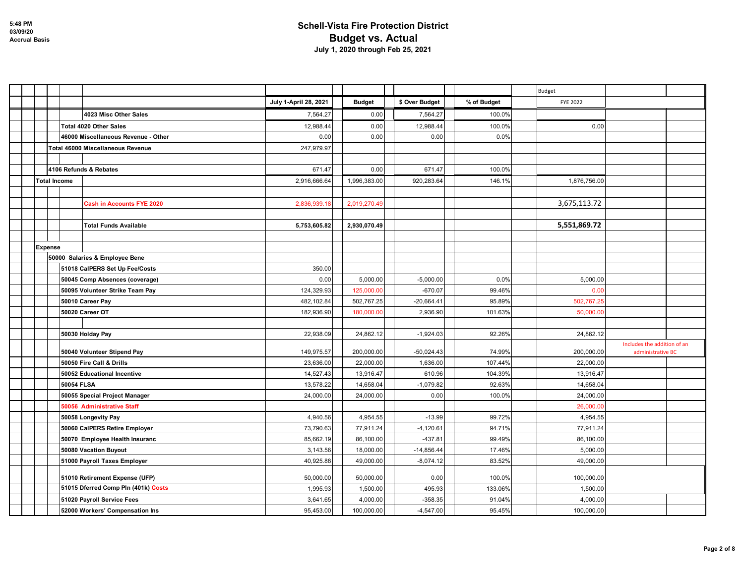## Schell-Vista Fire Protection District

## Budget vs. Actual

**July 1, 2020 through Feb 25, 2021**

5:48 PM
03/09/20
Accrual Basis

| | July 1-April 28, 2021 | Budget | $ Over Budget | % of Budget | Budget FYE 2022 | |
|---|---|---|---|---|---|---|
| 4023 Misc Other Sales | 7,564.27 | 0.00 | 7,564.27 | 100.0% | | |
| Total 4020 Other Sales | 12,988.44 | 0.00 | 12,988.44 | 100.0% | 0.00 | |
| 46000 Miscellaneous Revenue - Other | 0.00 | 0.00 | 0.00 | 0.0% | | |
| Total 46000 Miscellaneous Revenue | 247,979.97 | | | | | |
| | | | | | | |
| 4106 Refunds & Rebates | 671.47 | 0.00 | 671.47 | 100.0% | | |
| Total Income | 2,916,666.64 | 1,996,383.00 | 920,283.64 | 146.1% | 1,876,756.00 | |
| | | | | | | |
| Cash in Accounts FYE 2020 | 2,836,939.18 | 2,019,270.49 | | | 3,675,113.72 | |
| | | | | | | |
| **Total Funds Available** | **5,753,605.82** | **2,930,070.49** | | | **5,551,869.72** | |
| | | | | | | |
| Expense | | | | | | |
| 50000 Salaries & Employee Bene | | | | | | |
| 51018 CalPERS Set Up Fee/Costs | 350.00 | | | | | |
| 50045 Comp Absences (coverage) | 0.00 | 5,000.00 | -5,000.00 | 0.0% | 5,000.00 | |
| 50095 Volunteer Strike Team Pay | 124,329.93 | 125,000.00 | -670.07 | 99.46% | 0.00 | |
| 50010 Career Pay | 482,102.84 | 502,767.25 | -20,664.41 | 95.89% | 502,767.25 | |
| 50020 Career OT | 182,936.90 | 180,000.00 | 2,936.90 | 101.63% | 50,000.00 | |
| | | | | | | |
| 50030 Holday Pay | 22,938.09 | 24,862.12 | -1,924.03 | 92.26% | 24,862.12 | |
| 50040 Volunteer Stipend Pay | 149,975.57 | 200,000.00 | -50,024.43 | 74.99% | 200,000.00 | Includes the addition of an administrative BC |
| 50050 Fire Call & Drills | 23,636.00 | 22,000.00 | 1,636.00 | 107.44% | 22,000.00 | |
| 50052 Educational Incentive | 14,527.43 | 13,916.47 | 610.96 | 104.39% | 13,916.47 | |
| 50054 FLSA | 13,578.22 | 14,658.04 | -1,079.82 | 92.63% | 14,658.04 | |
| 50055 Special Project Manager | 24,000.00 | 24,000.00 | 0.00 | 100.0% | 24,000.00 | |
| 50056 Administrative Staff | | | | | 26,000.00 | |
| 50058 Longevity Pay | 4,940.56 | 4,954.55 | -13.99 | 99.72% | 4,954.55 | |
| 50060 CalPERS Retire Employer | 73,790.63 | 77,911.24 | -4,120.61 | 94.71% | 77,911.24 | |
| 50070 Employee Health Insuranc | 85,662.19 | 86,100.00 | -437.81 | 99.49% | 86,100.00 | |
| 50080 Vacation Buyout | 3,143.56 | 18,000.00 | -14,856.44 | 17.46% | 5,000.00 | |
| 51000 Payroll Taxes Employer | 40,925.88 | 49,000.00 | -8,074.12 | 83.52% | 49,000.00 | |
| 51010 Retirement Expense (UFP) | 50,000.00 | 50,000.00 | 0.00 | 100.0% | 100,000.00 | |
| 51015 Dferred Comp Pln (401k) Costs | 1,995.93 | 1,500.00 | 495.93 | 133.06% | 1,500.00 | |
| 51020 Payroll Service Fees | 3,641.65 | 4,000.00 | -358.35 | 91.04% | 4,000.00 | |
| 52000 Workers' Compensation Ins | 95,453.00 | 100,000.00 | -4,547.00 | 95.45% | 100,000.00 | |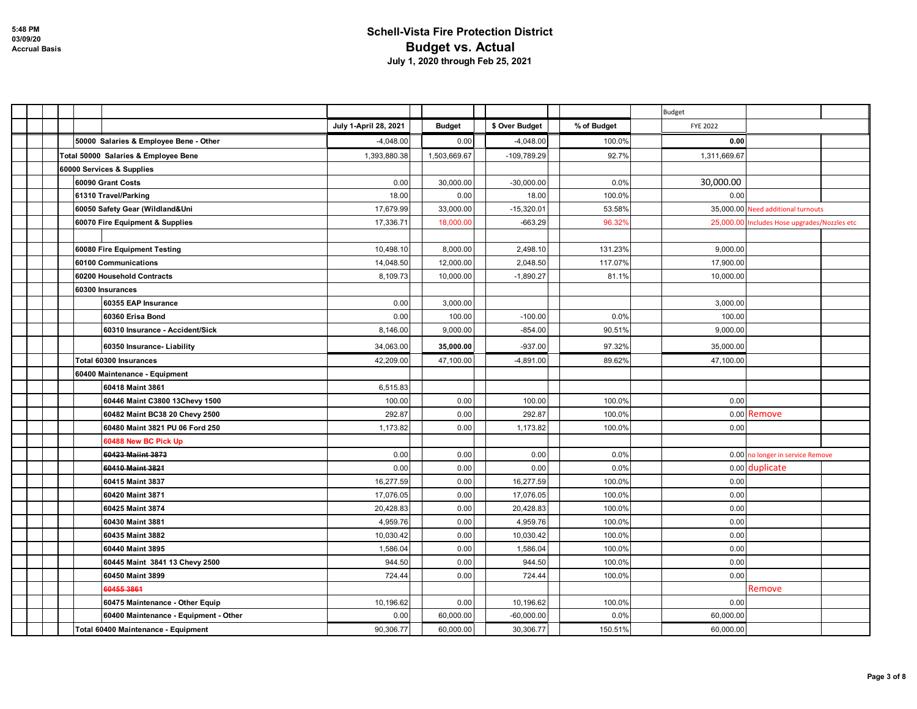**Schell-Vista Fire Protection District**
**Budget vs. Actual**
**July 1, 2020 through Feb 25, 2021**

5:48 PM
03/09/20
Accrual Basis

| | July 1-April 28, 2021 | Budget | $ Over Budget | % of Budget | Budget FYE 2022 | |
|---|---|---|---|---|---|---|
| 50000 Salaries & Employee Bene - Other | -4,048.00 | 0.00 | -4,048.00 | 100.0% | 0.00 | |
| Total 50000 Salaries & Employee Bene | 1,393,880.38 | 1,503,669.67 | -109,789.29 | 92.7% | 1,311,669.67 | |
| 60000 Services & Supplies | | | | | | |
| 60090 Grant Costs | 0.00 | 30,000.00 | -30,000.00 | 0.0% | 30,000.00 | |
| 61310 Travel/Parking | 18.00 | 0.00 | 18.00 | 100.0% | 0.00 | |
| 60050 Safety Gear (Wildland&Uni | 17,679.99 | 33,000.00 | -15,320.01 | 53.58% | 35,000.00 | Need additional turnouts |
| 60070 Fire Equipment & Supplies | 17,336.71 | 18,000.00 | -663.29 | 96.32% | 25,000.00 | Includes Hose upgrades/Nozzles etc |
| | | | | | | |
| 60080 Fire Equipment Testing | 10,498.10 | 8,000.00 | 2,498.10 | 131.23% | 9,000.00 | |
| 60100 Communications | 14,048.50 | 12,000.00 | 2,048.50 | 117.07% | 17,900.00 | |
| 60200 Household Contracts | 8,109.73 | 10,000.00 | -1,890.27 | 81.1% | 10,000.00 | |
| 60300 Insurances | | | | | | |
| 60355 EAP Insurance | 0.00 | 3,000.00 | | | 3,000.00 | |
| 60360 Erisa Bond | 0.00 | 100.00 | -100.00 | 0.0% | 100.00 | |
| 60310 Insurance - Accident/Sick | 8,146.00 | 9,000.00 | -854.00 | 90.51% | 9,000.00 | |
| 60350 Insurance- Liability | 34,063.00 | **35,000.00** | -937.00 | 97.32% | 35,000.00 | |
| Total 60300 Insurances | 42,209.00 | 47,100.00 | -4,891.00 | 89.62% | 47,100.00 | |
| 60400 Maintenance - Equipment | | | | | | |
| 60418 Maint 3861 | 6,515.83 | | | | | |
| 60446 Maint C3800 13Chevy 1500 | 100.00 | 0.00 | 100.00 | 100.0% | 0.00 | |
| 60482 Maint BC38 20 Chevy 2500 | 292.87 | 0.00 | 292.87 | 100.0% | 0.00 | Remove |
| 60480 Maint 3821 PU 06 Ford 250 | 1,173.82 | 0.00 | 1,173.82 | 100.0% | 0.00 | |
| 60488 New BC Pick Up | | | | | | |
| ~~60423 Maiint 3873~~ | 0.00 | 0.00 | 0.00 | 0.0% | 0.00 | no longer in service Remove |
| ~~60410 Maint 3821~~ | 0.00 | 0.00 | 0.00 | 0.0% | 0.00 | duplicate |
| 60415 Maint 3837 | 16,277.59 | 0.00 | 16,277.59 | 100.0% | 0.00 | |
| 60420 Maint 3871 | 17,076.05 | 0.00 | 17,076.05 | 100.0% | 0.00 | |
| 60425 Maint 3874 | 20,428.83 | 0.00 | 20,428.83 | 100.0% | 0.00 | |
| 60430 Maint 3881 | 4,959.76 | 0.00 | 4,959.76 | 100.0% | 0.00 | |
| 60435 Maint 3882 | 10,030.42 | 0.00 | 10,030.42 | 100.0% | 0.00 | |
| 60440 Maint 3895 | 1,586.04 | 0.00 | 1,586.04 | 100.0% | 0.00 | |
| 60445 Maint 3841 13 Chevy 2500 | 944.50 | 0.00 | 944.50 | 100.0% | 0.00 | |
| 60450 Maint 3899 | 724.44 | 0.00 | 724.44 | 100.0% | 0.00 | |
| ~~60455 3861~~ | | | | | | Remove |
| 60475 Maintenance - Other Equip | 10,196.62 | 0.00 | 10,196.62 | 100.0% | 0.00 | |
| 60400 Maintenance - Equipment - Other | 0.00 | 60,000.00 | -60,000.00 | 0.0% | 60,000.00 | |
| Total 60400 Maintenance - Equipment | 90,306.77 | 60,000.00 | 30,306.77 | 150.51% | 60,000.00 | |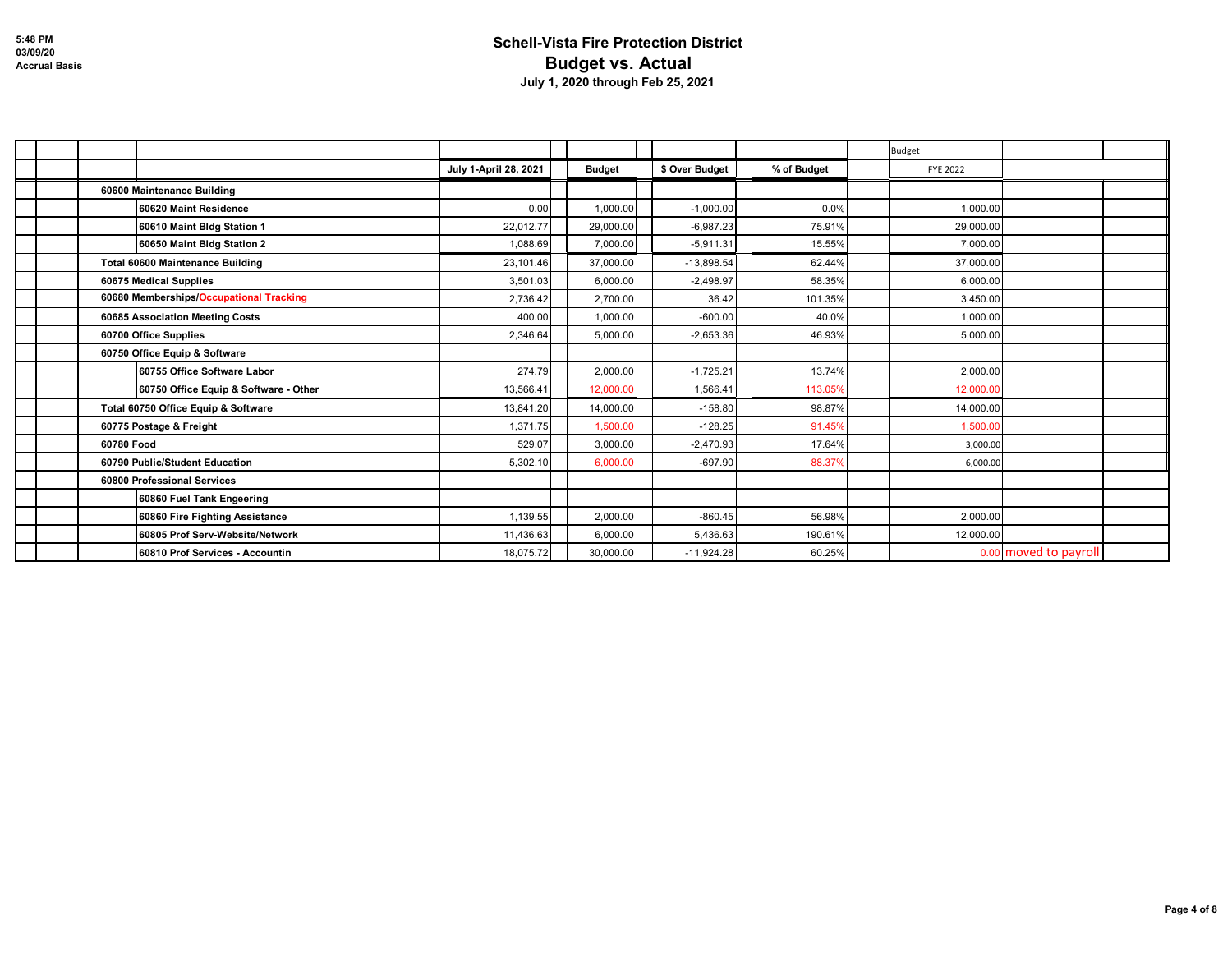# Schell-Vista Fire Protection District

## Budget vs. Actual

**July 1, 2020 through Feb 25, 2021**

5:48 PM
03/09/20
Accrual Basis

| | July 1-April 28, 2021 | Budget | $ Over Budget | % of Budget | Budget FYE 2022 | |
|---|---|---|---|---|---|---|
| **60600 Maintenance Building** | | | | | | |
| **60620 Maint Residence** | 0.00 | 1,000.00 | -1,000.00 | 0.0% | 1,000.00 | |
| **60610 Maint Bldg Station 1** | 22,012.77 | 29,000.00 | -6,987.23 | 75.91% | 29,000.00 | |
| **60650 Maint Bldg Station 2** | 1,088.69 | 7,000.00 | -5,911.31 | 15.55% | 7,000.00 | |
| **Total 60600 Maintenance Building** | 23,101.46 | 37,000.00 | -13,898.54 | 62.44% | 37,000.00 | |
| **60675 Medical Supplies** | 3,501.03 | 6,000.00 | -2,498.97 | 58.35% | 6,000.00 | |
| **60680 Memberships/Occupational Tracking** | 2,736.42 | 2,700.00 | 36.42 | 101.35% | 3,450.00 | |
| **60685 Association Meeting Costs** | 400.00 | 1,000.00 | -600.00 | 40.0% | 1,000.00 | |
| **60700 Office Supplies** | 2,346.64 | 5,000.00 | -2,653.36 | 46.93% | 5,000.00 | |
| **60750 Office Equip & Software** | | | | | | |
| **60755 Office Software Labor** | 274.79 | 2,000.00 | -1,725.21 | 13.74% | 2,000.00 | |
| **60750 Office Equip & Software - Other** | 13,566.41 | 12,000.00 | 1,566.41 | 113.05% | 12,000.00 | |
| **Total 60750 Office Equip & Software** | 13,841.20 | 14,000.00 | -158.80 | 98.87% | 14,000.00 | |
| **60775 Postage & Freight** | 1,371.75 | 1,500.00 | -128.25 | 91.45% | 1,500.00 | |
| **60780 Food** | 529.07 | 3,000.00 | -2,470.93 | 17.64% | 3,000.00 | |
| **60790 Public/Student Education** | 5,302.10 | 6,000.00 | -697.90 | 88.37% | 6,000.00 | |
| **60800 Professional Services** | | | | | | |
| **60860 Fuel Tank Engeering** | | | | | | |
| **60860 Fire Fighting Assistance** | 1,139.55 | 2,000.00 | -860.45 | 56.98% | 2,000.00 | |
| **60805 Prof Serv-Website/Network** | 11,436.63 | 6,000.00 | 5,436.63 | 190.61% | 12,000.00 | |
| **60810 Prof Services - Accountin** | 18,075.72 | 30,000.00 | -11,924.28 | 60.25% | 0.00 | moved to payroll |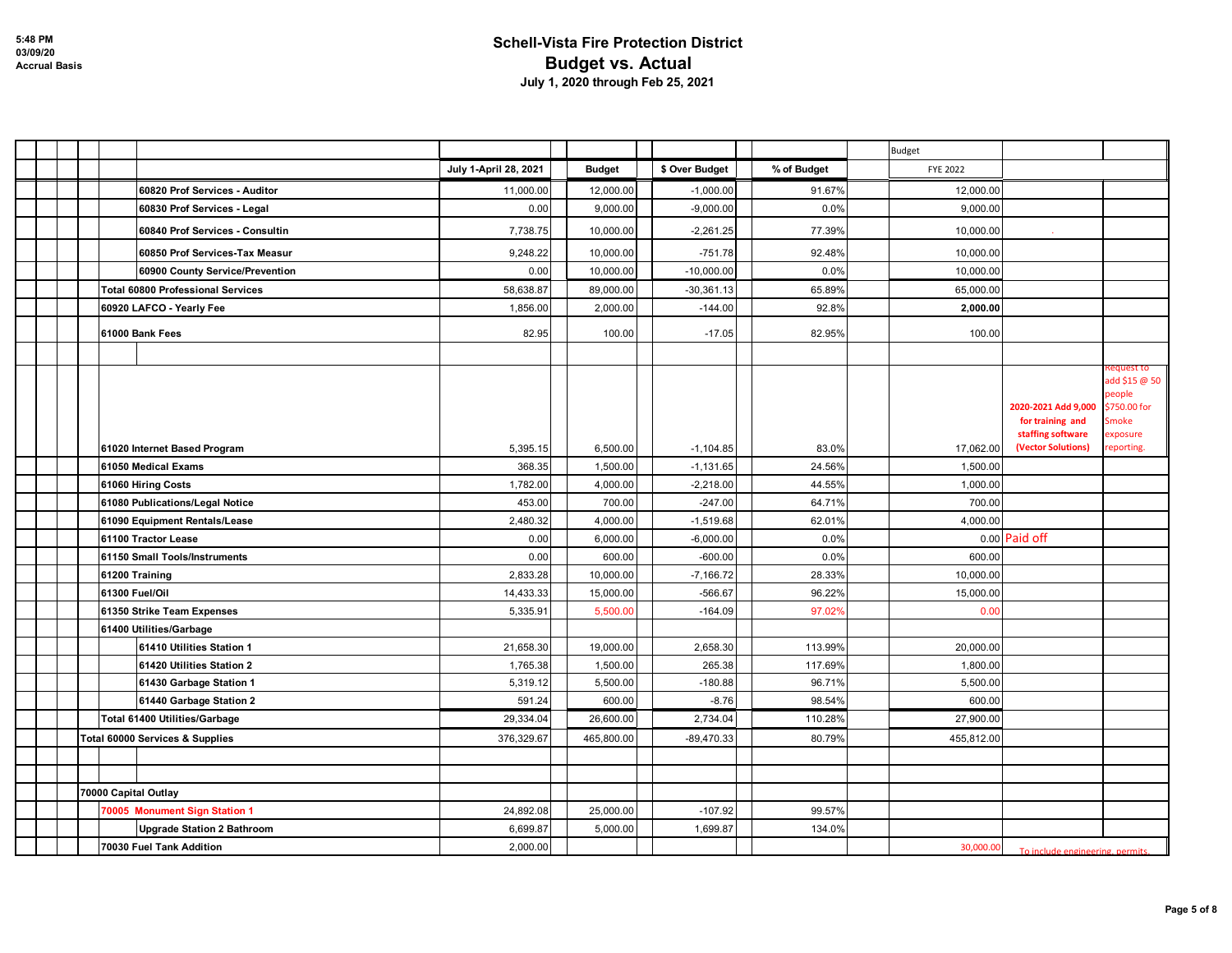# Schell-Vista Fire Protection District
## Budget vs. Actual
### July 1, 2020 through Feb 25, 2021

5:48 PM
03/09/20
Accrual Basis

| | July 1-April 28, 2021 | Budget | $ Over Budget | % of Budget | Budget FYE 2022 | | |
|---|---|---|---|---|---|---|---|
| 60820 Prof Services - Auditor | 11,000.00 | 12,000.00 | -1,000.00 | 91.67% | 12,000.00 | | |
| 60830 Prof Services - Legal | 0.00 | 9,000.00 | -9,000.00 | 0.0% | 9,000.00 | | |
| 60840 Prof Services - Consultin | 7,738.75 | 10,000.00 | -2,261.25 | 77.39% | 10,000.00 | . | |
| 60850 Prof Services-Tax Measur | 9,248.22 | 10,000.00 | -751.78 | 92.48% | 10,000.00 | | |
| 60900 County Service/Prevention | 0.00 | 10,000.00 | -10,000.00 | 0.0% | 10,000.00 | | |
| Total 60800 Professional Services | 58,638.87 | 89,000.00 | -30,361.13 | 65.89% | 65,000.00 | | |
| 60920 LAFCO - Yearly Fee | 1,856.00 | 2,000.00 | -144.00 | 92.8% | **2,000.00** | | |
| 61000 Bank Fees | 82.95 | 100.00 | -17.05 | 82.95% | 100.00 | | |
| | | | | | | | |
| 61020 Internet Based Program | 5,395.15 | 6,500.00 | -1,104.85 | 83.0% | 17,062.00 | **2020-2021 Add 9,000 for training and staffing software (Vector Solutions)** | Request to add $15 @ 50 people $750.00 for Smoke exposure reporting. |
| 61050 Medical Exams | 368.35 | 1,500.00 | -1,131.65 | 24.56% | 1,500.00 | | |
| 61060 Hiring Costs | 1,782.00 | 4,000.00 | -2,218.00 | 44.55% | 1,000.00 | | |
| 61080 Publications/Legal Notice | 453.00 | 700.00 | -247.00 | 64.71% | 700.00 | | |
| 61090 Equipment Rentals/Lease | 2,480.32 | 4,000.00 | -1,519.68 | 62.01% | 4,000.00 | | |
| 61100 Tractor Lease | 0.00 | 6,000.00 | -6,000.00 | 0.0% | 0.00 | Paid off | |
| 61150 Small Tools/Instruments | 0.00 | 600.00 | -600.00 | 0.0% | 600.00 | | |
| 61200 Training | 2,833.28 | 10,000.00 | -7,166.72 | 28.33% | 10,000.00 | | |
| 61300 Fuel/Oil | 14,433.33 | 15,000.00 | -566.67 | 96.22% | 15,000.00 | | |
| 61350 Strike Team Expenses | 5,335.91 | 5,500.00 | -164.09 | 97.02% | 0.00 | | |
| 61400 Utilities/Garbage | | | | | | | |
| 61410 Utilities Station 1 | 21,658.30 | 19,000.00 | 2,658.30 | 113.99% | 20,000.00 | | |
| 61420 Utilities Station 2 | 1,765.38 | 1,500.00 | 265.38 | 117.69% | 1,800.00 | | |
| 61430 Garbage Station 1 | 5,319.12 | 5,500.00 | -180.88 | 96.71% | 5,500.00 | | |
| 61440 Garbage Station 2 | 591.24 | 600.00 | -8.76 | 98.54% | 600.00 | | |
| Total 61400 Utilities/Garbage | 29,334.04 | 26,600.00 | 2,734.04 | 110.28% | 27,900.00 | | |
| Total 60000 Services & Supplies | 376,329.67 | 465,800.00 | -89,470.33 | 80.79% | 455,812.00 | | |
| | | | | | | | |
| | | | | | | | |
| 70000 Capital Outlay | | | | | | | |
| 70005 Monument Sign Station 1 | 24,892.08 | 25,000.00 | -107.92 | 99.57% | | | |
| Upgrade Station 2 Bathroom | 6,699.87 | 5,000.00 | 1,699.87 | 134.0% | | | |
| 70030 Fuel Tank Addition | 2,000.00 | | | | 30,000.00 | To include engineering, permits, | |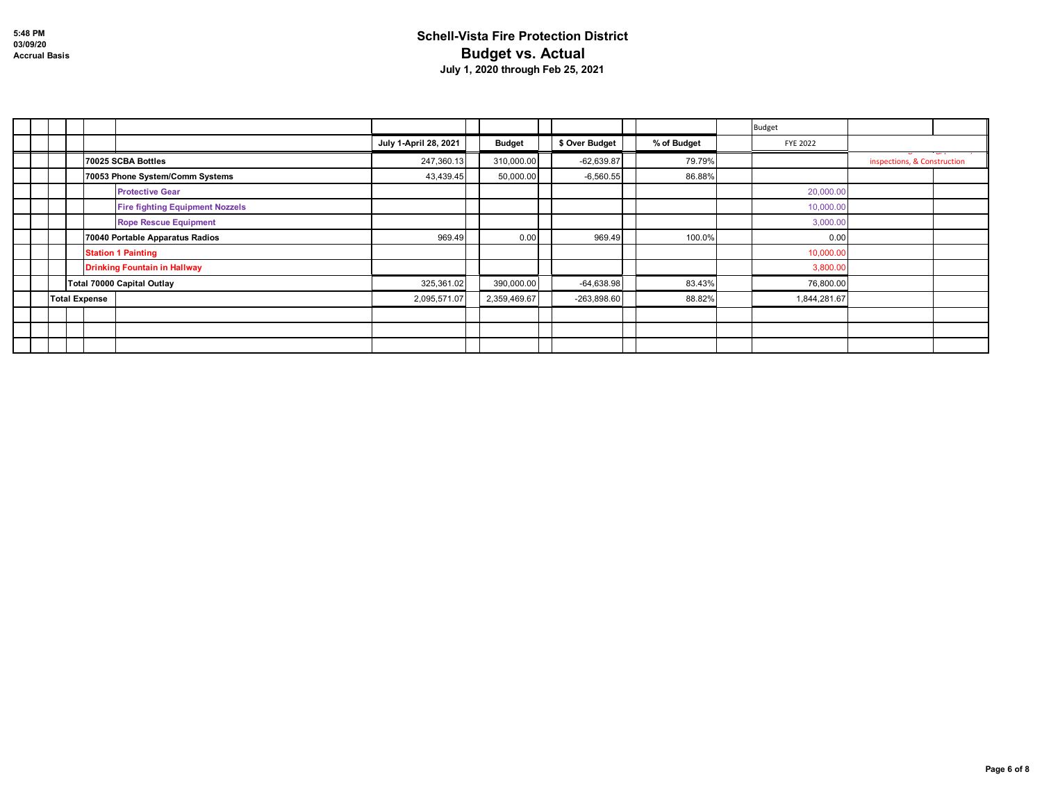5:48 PM
03/09/20
Accrual Basis

# Schell-Vista Fire Protection District
## Budget vs. Actual
### July 1, 2020 through Feb 25, 2021

| | July 1-April 28, 2021 | Budget | $ Over Budget | % of Budget | Budget FYE 2022 | |
|---|---|---|---|---|---|---|
| **70025 SCBA Bottles** | 247,360.13 | 310,000.00 | -62,639.87 | 79.79% | | inspections, & Construction |
| **70053 Phone System/Comm Systems** | 43,439.45 | 50,000.00 | -6,560.55 | 86.88% | | |
| **Protective Gear** | | | | | 20,000.00 | |
| **Fire fighting Equipment Nozzels** | | | | | 10,000.00 | |
| **Rope Rescue Equipment** | | | | | 3,000.00 | |
| **70040 Portable Apparatus Radios** | 969.49 | 0.00 | 969.49 | 100.0% | 0.00 | |
| **Station 1 Painting** | | | | | 10,000.00 | |
| **Drinking Fountain in Hallway** | | | | | 3,800.00 | |
| **Total 70000 Capital Outlay** | 325,361.02 | 390,000.00 | -64,638.98 | 83.43% | 76,800.00 | |
| **Total Expense** | 2,095,571.07 | 2,359,469.67 | -263,898.60 | 88.82% | 1,844,281.67 | |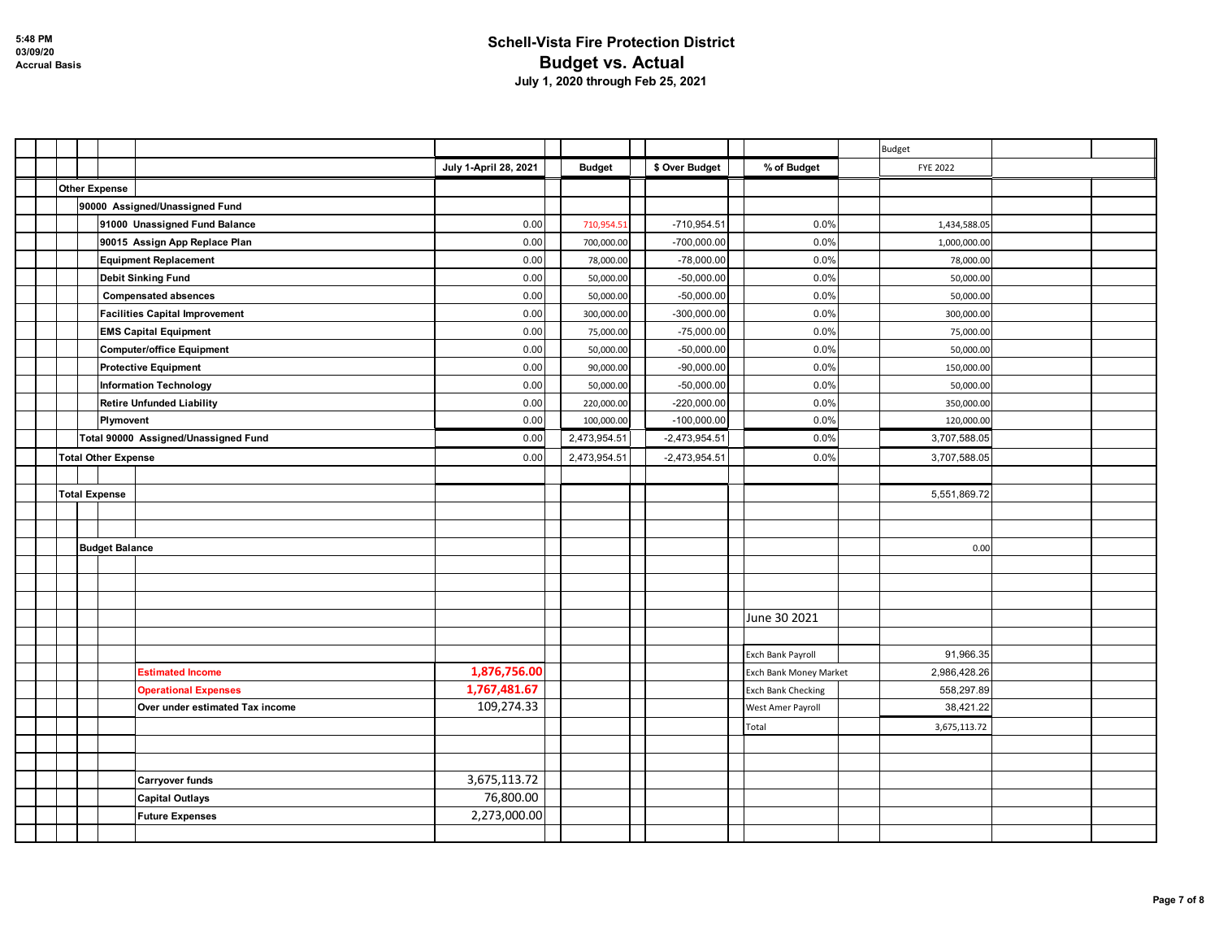5:48 PM
03/09/20
Accrual Basis

# Schell-Vista Fire Protection District
## Budget vs. Actual
### July 1, 2020 through Feb 25, 2021

| | July 1-April 28, 2021 | Budget | $ Over Budget | % of Budget | Budget FYE 2022 |
|---|---|---|---|---|---|
| **Other Expense** | | | | | |
| **90000 Assigned/Unassigned Fund** | | | | | |
| **91000 Unassigned Fund Balance** | 0.00 | 710,954.51 | -710,954.51 | 0.0% | 1,434,588.05 |
| **90015 Assign App Replace Plan** | 0.00 | 700,000.00 | -700,000.00 | 0.0% | 1,000,000.00 |
| **Equipment Replacement** | 0.00 | 78,000.00 | -78,000.00 | 0.0% | 78,000.00 |
| **Debit Sinking Fund** | 0.00 | 50,000.00 | -50,000.00 | 0.0% | 50,000.00 |
| **Compensated absences** | 0.00 | 50,000.00 | -50,000.00 | 0.0% | 50,000.00 |
| **Facilities Capital Improvement** | 0.00 | 300,000.00 | -300,000.00 | 0.0% | 300,000.00 |
| **EMS Capital Equipment** | 0.00 | 75,000.00 | -75,000.00 | 0.0% | 75,000.00 |
| **Computer/office Equipment** | 0.00 | 50,000.00 | -50,000.00 | 0.0% | 50,000.00 |
| **Protective Equipment** | 0.00 | 90,000.00 | -90,000.00 | 0.0% | 150,000.00 |
| **Information Technology** | 0.00 | 50,000.00 | -50,000.00 | 0.0% | 50,000.00 |
| **Retire Unfunded Liability** | 0.00 | 220,000.00 | -220,000.00 | 0.0% | 350,000.00 |
| **Plymovent** | 0.00 | 100,000.00 | -100,000.00 | 0.0% | 120,000.00 |
| **Total 90000 Assigned/Unassigned Fund** | 0.00 | 2,473,954.51 | -2,473,954.51 | 0.0% | 3,707,588.05 |
| **Total Other Expense** | 0.00 | 2,473,954.51 | -2,473,954.51 | 0.0% | 3,707,588.05 |
| **Total Expense** | | | | | 5,551,869.72 |
| **Budget Balance** | | | | | 0.00 |

| | | | June 30 2021 | |
|---|---|---|---|---|
| | | | Exch Bank Payroll | 91,966.35 |
| **Estimated Income** | **1,876,756.00** | | Exch Bank Money Market | 2,986,428.26 |
| **Operational Expenses** | **1,767,481.67** | | Exch Bank Checking | 558,297.89 |
| **Over under estimated Tax income** | 109,274.33 | | West Amer Payroll | 38,421.22 |
| | | | Total | 3,675,113.72 |
| **Carryover funds** | 3,675,113.72 | | | |
| **Capital Outlays** | 76,800.00 | | | |
| **Future Expenses** | 2,273,000.00 | | | |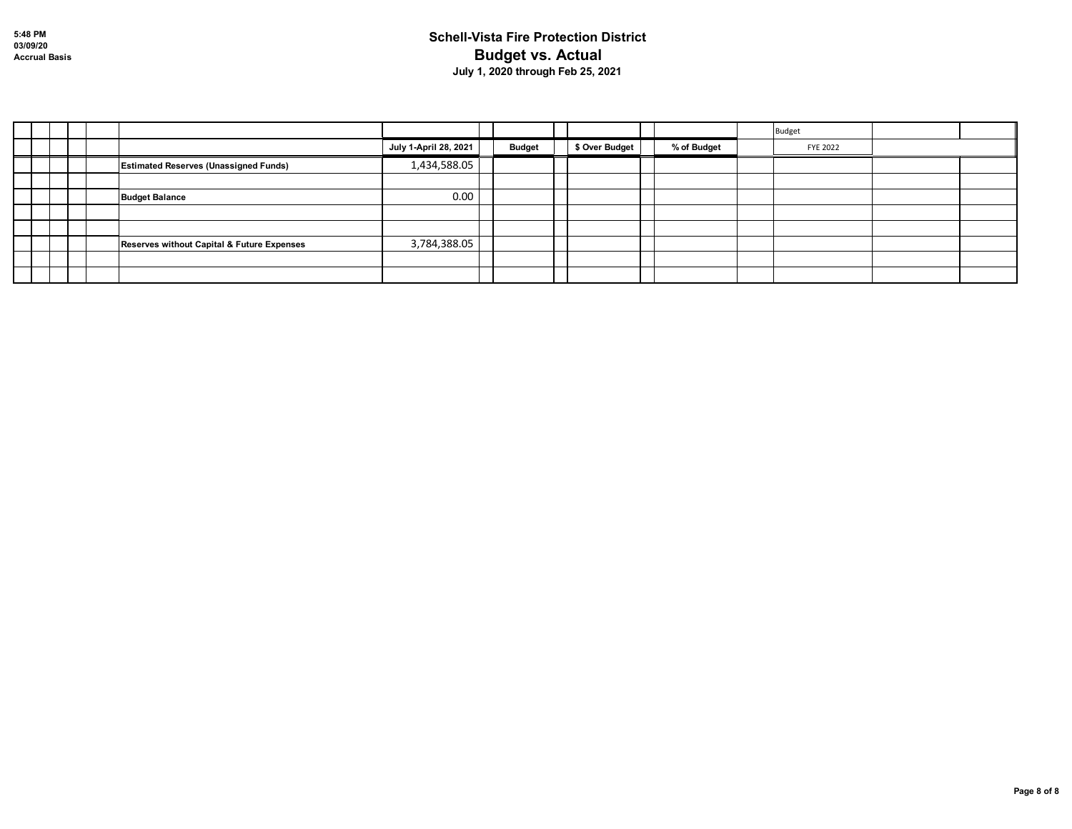5:48 PM
03/09/20
Accrual Basis

# Schell-Vista Fire Protection District
## Budget vs. Actual
### July 1, 2020 through Feb 25, 2021

| | July 1-April 28, 2021 | Budget | $ Over Budget | % of Budget | Budget FYE 2022 |
|---|---|---|---|---|---|
| **Estimated Reserves (Unassigned Funds)** | 1,434,588.05 | | | | |
| | | | | | |
| **Budget Balance** | 0.00 | | | | |
| | | | | | |
| | | | | | |
| **Reserves without Capital & Future Expenses** | 3,784,388.05 | | | | |
| | | | | | |
| | | | | | |